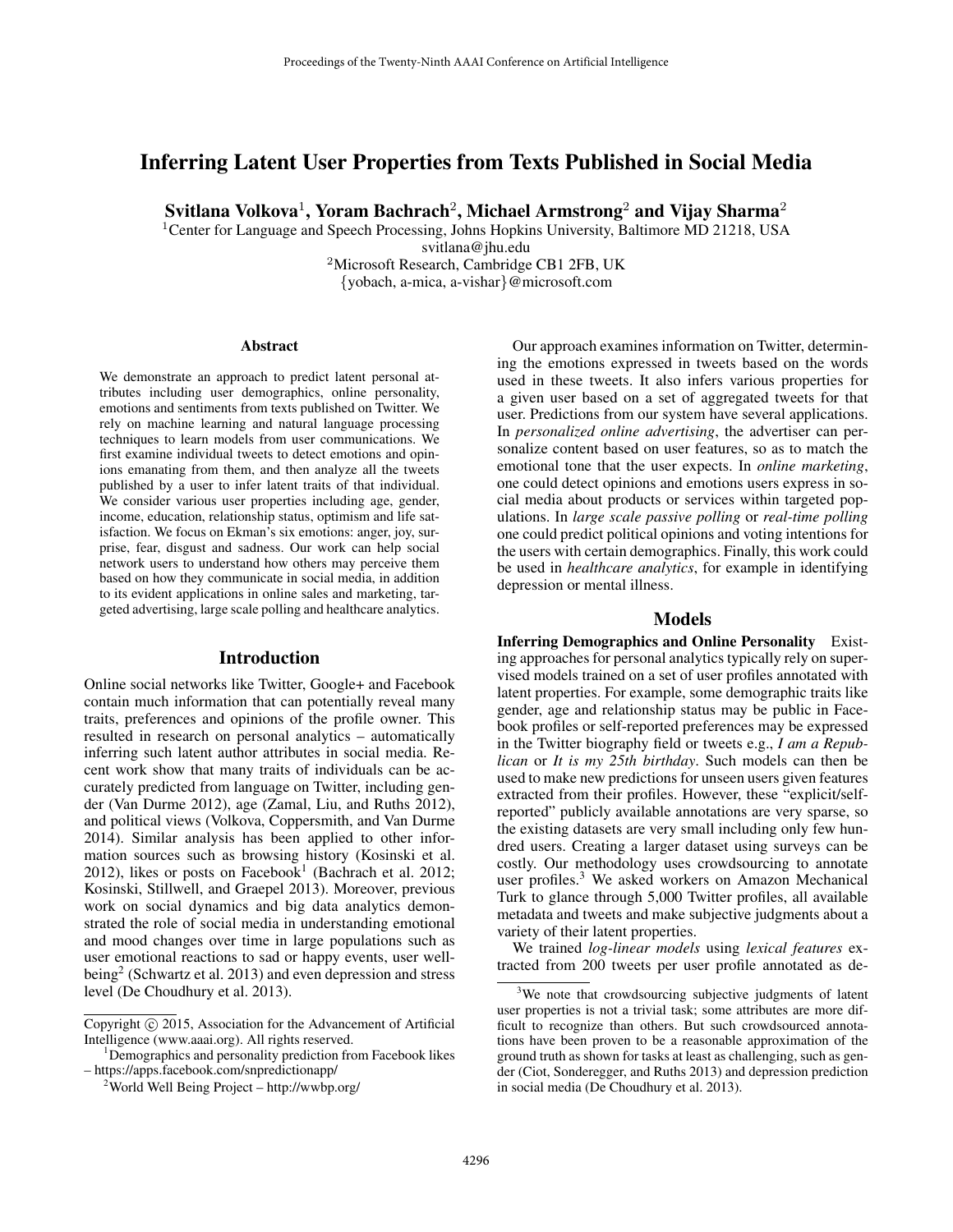# Inferring Latent User Properties from Texts Published in Social Media

**Svitlana Volkova[1], Yoram Bachrach[2], Michael Armstrong[2] and Vijay Sharma[2]**

[1]Center for Language and Speech Processing, Johns Hopkins University, Baltimore MD 21218, USA
svitlana@jhu.edu
[2]Microsoft Research, Cambridge CB1 2FB, UK
{yobach, a-mica, a-vishar}@microsoft.com

## Abstract

We demonstrate an approach to predict latent personal attributes including user demographics, online personality, emotions and sentiments from texts published on Twitter. We rely on machine learning and natural language processing techniques to learn models from user communications. We first examine individual tweets to detect emotions and opinions emanating from them, and then analyze all the tweets published by a user to infer latent traits of that individual. We consider various user properties including age, gender, income, education, relationship status, optimism and life satisfaction. We focus on Ekman's six emotions: anger, joy, surprise, fear, disgust and sadness. Our work can help social network users to understand how others may perceive them based on how they communicate in social media, in addition to its evident applications in online sales and marketing, targeted advertising, large scale polling and healthcare analytics.

## Introduction

Online social networks like Twitter, Google+ and Facebook contain much information that can potentially reveal many traits, preferences and opinions of the profile owner. This resulted in research on personal analytics – automatically inferring such latent author attributes in social media. Recent work show that many traits of individuals can be accurately predicted from language on Twitter, including gender (Van Durme 2012), age (Zamal, Liu, and Ruths 2012), and political views (Volkova, Coppersmith, and Van Durme 2014). Similar analysis has been applied to other information sources such as browsing history (Kosinski et al. 2012), likes or posts on Facebook[1] (Bachrach et al. 2012; Kosinski, Stillwell, and Graepel 2013). Moreover, previous work on social dynamics and big data analytics demonstrated the role of social media in understanding emotional and mood changes over time in large populations such as user emotional reactions to sad or happy events, user well-being[2] (Schwartz et al. 2013) and even depression and stress level (De Choudhury et al. 2013).

Our approach examines information on Twitter, determining the emotions expressed in tweets based on the words used in these tweets. It also infers various properties for a given user based on a set of aggregated tweets for that user. Predictions from our system have several applications. In *personalized online advertising*, the advertiser can personalize content based on user features, so as to match the emotional tone that the user expects. In *online marketing*, one could detect opinions and emotions users express in social media about products or services within targeted populations. In *large scale passive polling* or *real-time polling* one could predict political opinions and voting intentions for the users with certain demographics. Finally, this work could be used in *healthcare analytics*, for example in identifying depression or mental illness.

## Models

**Inferring Demographics and Online Personality** Existing approaches for personal analytics typically rely on supervised models trained on a set of user profiles annotated with latent properties. For example, some demographic traits like gender, age and relationship status may be public in Facebook profiles or self-reported preferences may be expressed in the Twitter biography field or tweets e.g., *I am a Republican* or *It is my 25th birthday*. Such models can then be used to make new predictions for unseen users given features extracted from their profiles. However, these "explicit/self-reported" publicly available annotations are very sparse, so the existing datasets are very small including only few hundred users. Creating a larger dataset using surveys can be costly. Our methodology uses crowdsourcing to annotate user profiles.[3] We asked workers on Amazon Mechanical Turk to glance through 5,000 Twitter profiles, all available metadata and tweets and make subjective judgments about a variety of their latent properties.

We trained *log-linear models* using *lexical features* extracted from 200 tweets per user profile annotated as de-

---

Copyright © 2015, Association for the Advancement of Artificial Intelligence (www.aaai.org). All rights reserved.

[1]Demographics and personality prediction from Facebook likes – https://apps.facebook.com/snpredictionapp/

[2]World Well Being Project – http://wwbp.org/

[3]We note that crowdsourcing subjective judgments of latent user properties is not a trivial task; some attributes are more difficult to recognize than others. But such crowdsourced annotations have been proven to be a reasonable approximation of the ground truth as shown for tasks at least as challenging, such as gender (Ciot, Sonderegger, and Ruths 2013) and depression prediction in social media (De Choudhury et al. 2013).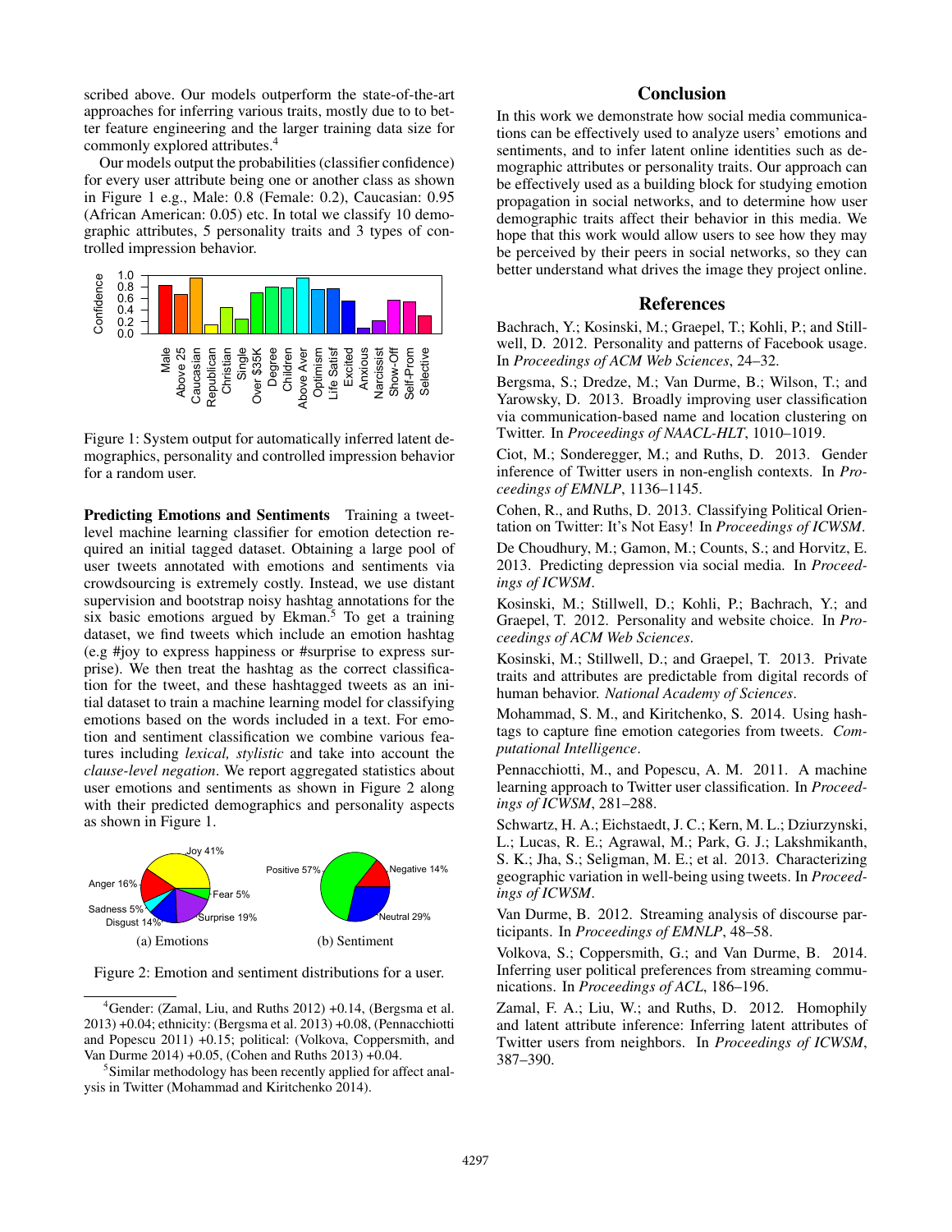scribed above. Our models outperform the state-of-the-art approaches for inferring various traits, mostly due to to better feature engineering and the larger training data size for commonly explored attributes.[4]

Our models output the probabilities (classifier confidence) for every user attribute being one or another class as shown in Figure 1 e.g., Male: 0.8 (Female: 0.2), Caucasian: 0.95 (African American: 0.05) etc. In total we classify 10 demographic attributes, 5 personality traits and 3 types of controlled impression behavior.

Confidence
1.0
0.8
0.6
0.4
0.2
0.0
Male
Above 25
Caucasian
Republican
Christian
Single
Over $35K
Degree
Children
Above Aver
Optimism
Life Satisf
Excited
Anxious
Narcissist
Show-Off
Self-Prom
Selective

Figure 1: System output for automatically inferred latent demographics, personality and controlled impression behavior for a random user.

**Predicting Emotions and Sentiments** Training a tweet-level machine learning classifier for emotion detection required an initial tagged dataset. Obtaining a large pool of user tweets annotated with emotions and sentiments via crowdsourcing is extremely costly. Instead, we use distant supervision and bootstrap noisy hashtag annotations for the six basic emotions argued by Ekman.[5] To get a training dataset, we find tweets which include an emotion hashtag (e.g #joy to express happiness or #surprise to express surprise). We then treat the hashtag as the correct classification for the tweet, and these hashtagged tweets as an initial dataset to train a machine learning model for classifying emotions based on the words included in a text. For emotion and sentiment classification we combine various features including *lexical, stylistic* and take into account the *clause-level negation*. We report aggregated statistics about user emotions and sentiments as shown in Figure 2 along with their predicted demographics and personality aspects as shown in Figure 1.

Joy 41%
Anger 16%
Fear 5%
Sadness 5%
Disgust 14%
Surprise 19%

(a) Emotions

Positive 57%
Negative 14%
Neutral 29%

(b) Sentiment

Figure 2: Emotion and sentiment distributions for a user.

[4] Gender: (Zamal, Liu, and Ruths 2012) +0.14, (Bergsma et al. 2013) +0.04; ethnicity: (Bergsma et al. 2013) +0.08, (Pennacchiotti and Popescu 2011) +0.15; political: (Volkova, Coppersmith, and Van Durme 2014) +0.05, (Cohen and Ruths 2013) +0.04.

[5] Similar methodology has been recently applied for affect analysis in Twitter (Mohammad and Kiritchenko 2014).

## Conclusion

In this work we demonstrate how social media communications can be effectively used to analyze users' emotions and sentiments, and to infer latent online identities such as demographic attributes or personality traits. Our approach can be effectively used as a building block for studying emotion propagation in social networks, and to determine how user demographic traits affect their behavior in this media. We hope that this work would allow users to see how they may be perceived by their peers in social networks, so they can better understand what drives the image they project online.

## References

Bachrach, Y.; Kosinski, M.; Graepel, T.; Kohli, P.; and Stillwell, D. 2012. Personality and patterns of Facebook usage. In *Proceedings of ACM Web Sciences*, 24–32.

Bergsma, S.; Dredze, M.; Van Durme, B.; Wilson, T.; and Yarowsky, D. 2013. Broadly improving user classification via communication-based name and location clustering on Twitter. In *Proceedings of NAACL-HLT*, 1010–1019.

Ciot, M.; Sonderegger, M.; and Ruths, D. 2013. Gender inference of Twitter users in non-english contexts. In *Proceedings of EMNLP*, 1136–1145.

Cohen, R., and Ruths, D. 2013. Classifying Political Orientation on Twitter: It's Not Easy! In *Proceedings of ICWSM*.

De Choudhury, M.; Gamon, M.; Counts, S.; and Horvitz, E. 2013. Predicting depression via social media. In *Proceedings of ICWSM*.

Kosinski, M.; Stillwell, D.; Kohli, P.; Bachrach, Y.; and Graepel, T. 2012. Personality and website choice. In *Proceedings of ACM Web Sciences*.

Kosinski, M.; Stillwell, D.; and Graepel, T. 2013. Private traits and attributes are predictable from digital records of human behavior. *National Academy of Sciences*.

Mohammad, S. M., and Kiritchenko, S. 2014. Using hashtags to capture fine emotion categories from tweets. *Computational Intelligence*.

Pennacchiotti, M., and Popescu, A. M. 2011. A machine learning approach to Twitter user classification. In *Proceedings of ICWSM*, 281–288.

Schwartz, H. A.; Eichstaedt, J. C.; Kern, M. L.; Dziurzynski, L.; Lucas, R. E.; Agrawal, M.; Park, G. J.; Lakshmikanth, S. K.; Jha, S.; Seligman, M. E.; et al. 2013. Characterizing geographic variation in well-being using tweets. In *Proceedings of ICWSM*.

Van Durme, B. 2012. Streaming analysis of discourse participants. In *Proceedings of EMNLP*, 48–58.

Volkova, S.; Coppersmith, G.; and Van Durme, B. 2014. Inferring user political preferences from streaming communications. In *Proceedings of ACL*, 186–196.

Zamal, F. A.; Liu, W.; and Ruths, D. 2012. Homophily and latent attribute inference: Inferring latent attributes of Twitter users from neighbors. In *Proceedings of ICWSM*, 387–390.